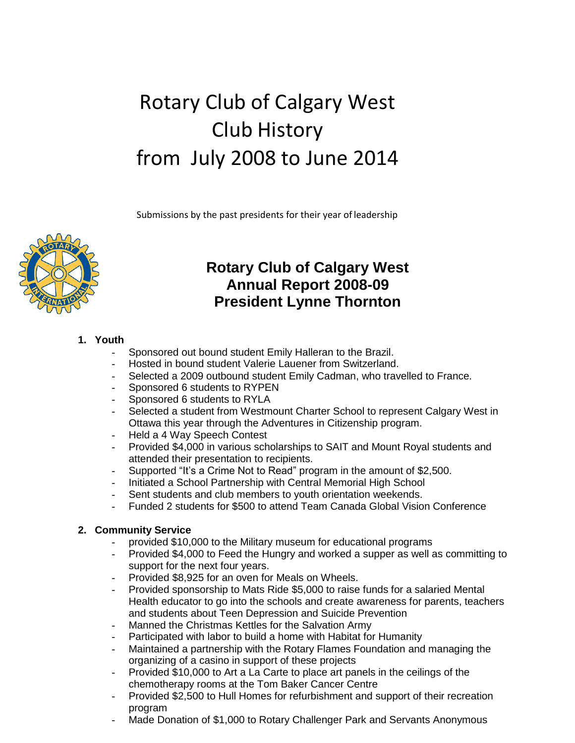# Rotary Club of Calgary West
# Club History
# from July 2008 to June 2014

Submissions by the past presidents for their year of leadership

## Rotary Club of Calgary West
## Annual Report 2008-09
## President Lynne Thornton

1. **Youth**
   - Sponsored out bound student Emily Halleran to the Brazil.
   - Hosted in bound student Valerie Lauener from Switzerland.
   - Selected a 2009 outbound student Emily Cadman, who travelled to France.
   - Sponsored 6 students to RYPEN
   - Sponsored 6 students to RYLA
   - Selected a student from Westmount Charter School to represent Calgary West in Ottawa this year through the Adventures in Citizenship program.
   - Held a 4 Way Speech Contest
   - Provided $4,000 in various scholarships to SAIT and Mount Royal students and attended their presentation to recipients.
   - Supported "It's a Crime Not to Read" program in the amount of $2,500.
   - Initiated a School Partnership with Central Memorial High School
   - Sent students and club members to youth orientation weekends.
   - Funded 2 students for $500 to attend Team Canada Global Vision Conference

2. **Community Service**
   - provided $10,000 to the Military museum for educational programs
   - Provided $4,000 to Feed the Hungry and worked a supper as well as committing to support for the next four years.
   - Provided $8,925 for an oven for Meals on Wheels.
   - Provided sponsorship to Mats Ride $5,000 to raise funds for a salaried Mental Health educator to go into the schools and create awareness for parents, teachers and students about Teen Depression and Suicide Prevention
   - Manned the Christmas Kettles for the Salvation Army
   - Participated with labor to build a home with Habitat for Humanity
   - Maintained a partnership with the Rotary Flames Foundation and managing the organizing of a casino in support of these projects
   - Provided $10,000 to Art a La Carte to place art panels in the ceilings of the chemotherapy rooms at the Tom Baker Cancer Centre
   - Provided $2,500 to Hull Homes for refurbishment and support of their recreation program
   - Made Donation of $1,000 to Rotary Challenger Park and Servants Anonymous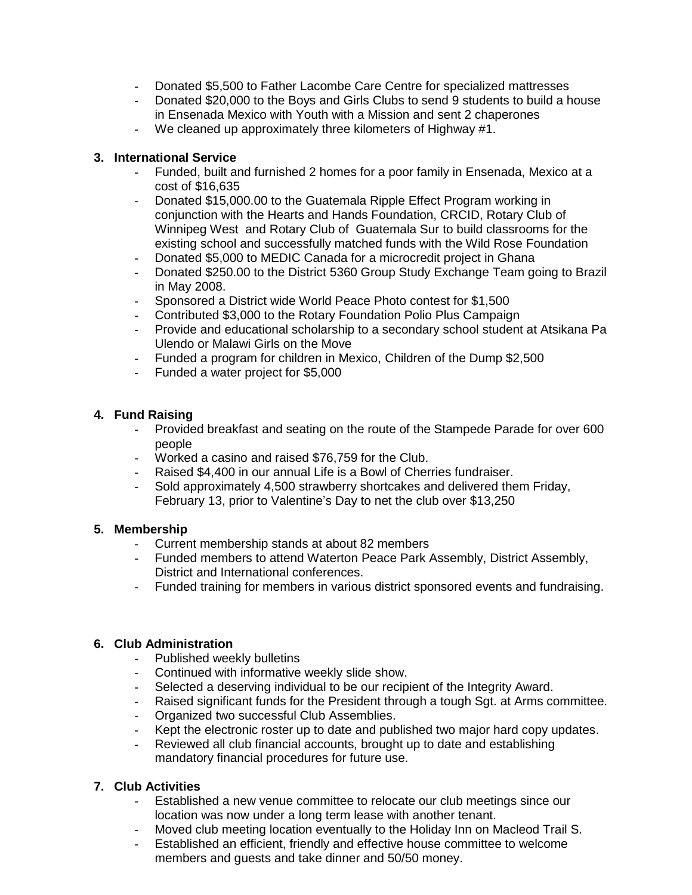- Donated $5,500 to Father Lacombe Care Centre for specialized mattresses
- Donated $20,000 to the Boys and Girls Clubs to send 9 students to build a house in Ensenada Mexico with Youth with a Mission and sent 2 chaperones
- We cleaned up approximately three kilometers of Highway #1.

**3. International Service**

- Funded, built and furnished 2 homes for a poor family in Ensenada, Mexico at a cost of $16,635
- Donated $15,000.00 to the Guatemala Ripple Effect Program working in conjunction with the Hearts and Hands Foundation, CRCID, Rotary Club of Winnipeg West and Rotary Club of Guatemala Sur to build classrooms for the existing school and successfully matched funds with the Wild Rose Foundation
- Donated $5,000 to MEDIC Canada for a microcredit project in Ghana
- Donated $250.00 to the District 5360 Group Study Exchange Team going to Brazil in May 2008.
- Sponsored a District wide World Peace Photo contest for $1,500
- Contributed $3,000 to the Rotary Foundation Polio Plus Campaign
- Provide and educational scholarship to a secondary school student at Atsikana Pa Ulendo or Malawi Girls on the Move
- Funded a program for children in Mexico, Children of the Dump $2,500
- Funded a water project for $5,000

**4. Fund Raising**

- Provided breakfast and seating on the route of the Stampede Parade for over 600 people
- Worked a casino and raised $76,759 for the Club.
- Raised $4,400 in our annual Life is a Bowl of Cherries fundraiser.
- Sold approximately 4,500 strawberry shortcakes and delivered them Friday, February 13, prior to Valentine's Day to net the club over $13,250

**5. Membership**

- Current membership stands at about 82 members
- Funded members to attend Waterton Peace Park Assembly, District Assembly, District and International conferences.
- Funded training for members in various district sponsored events and fundraising.

**6. Club Administration**

- Published weekly bulletins
- Continued with informative weekly slide show.
- Selected a deserving individual to be our recipient of the Integrity Award.
- Raised significant funds for the President through a tough Sgt. at Arms committee.
- Organized two successful Club Assemblies.
- Kept the electronic roster up to date and published two major hard copy updates.
- Reviewed all club financial accounts, brought up to date and establishing mandatory financial procedures for future use.

**7. Club Activities**

- Established a new venue committee to relocate our club meetings since our location was now under a long term lease with another tenant.
- Moved club meeting location eventually to the Holiday Inn on Macleod Trail S.
- Established an efficient, friendly and effective house committee to welcome members and guests and take dinner and 50/50 money.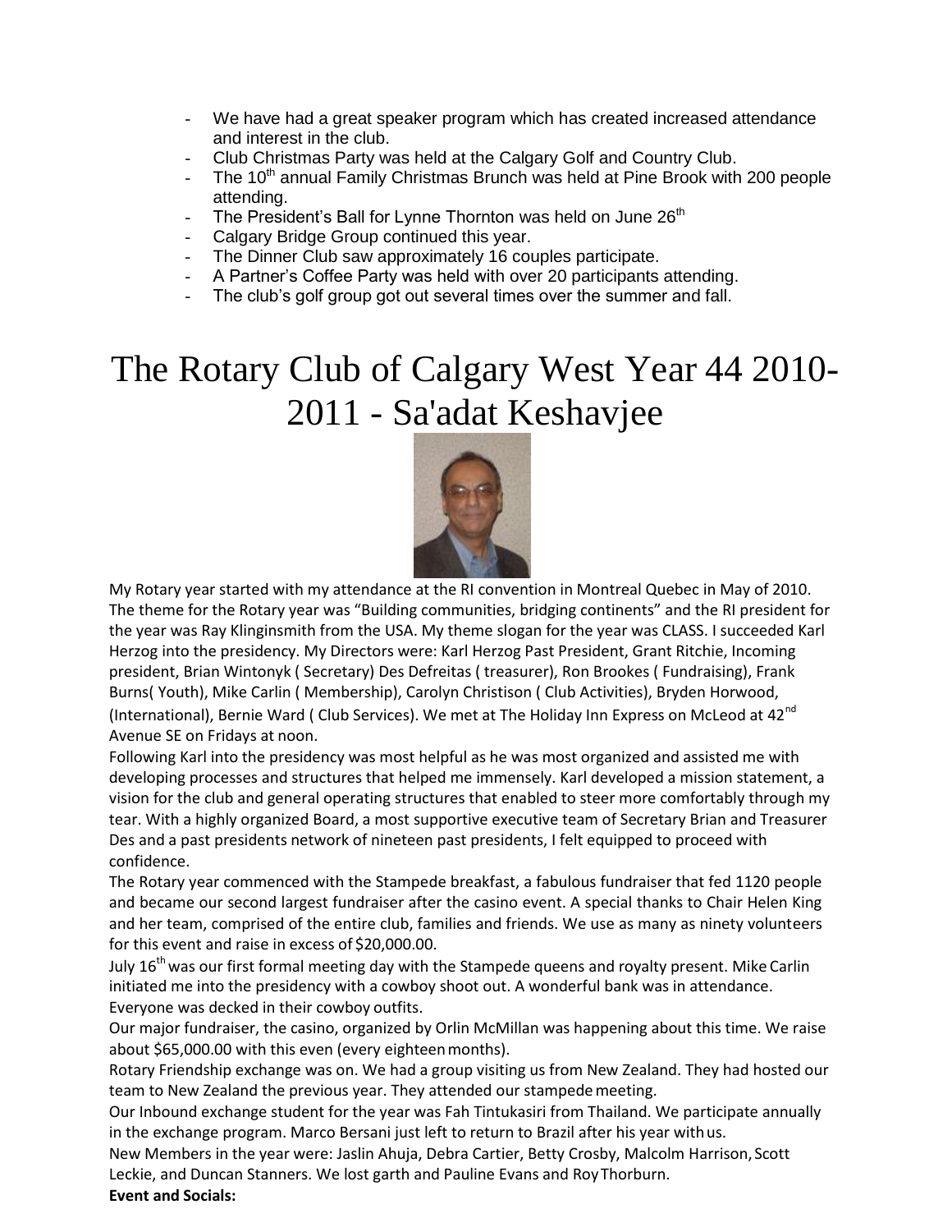- We have had a great speaker program which has created increased attendance and interest in the club.
- Club Christmas Party was held at the Calgary Golf and Country Club.
- The 10th annual Family Christmas Brunch was held at Pine Brook with 200 people attending.
- The President's Ball for Lynne Thornton was held on June 26th
- Calgary Bridge Group continued this year.
- The Dinner Club saw approximately 16 couples participate.
- A Partner's Coffee Party was held with over 20 participants attending.
- The club's golf group got out several times over the summer and fall.

# The Rotary Club of Calgary West Year 44 2010-2011 - Sa'adat Keshavjee

My Rotary year started with my attendance at the RI convention in Montreal Quebec in May of 2010. The theme for the Rotary year was "Building communities, bridging continents" and the RI president for the year was Ray Klinginsmith from the USA. My theme slogan for the year was CLASS. I succeeded Karl Herzog into the presidency. My Directors were: Karl Herzog Past President, Grant Ritchie, Incoming president, Brian Wintonyk ( Secretary) Des Defreitas ( treasurer), Ron Brookes ( Fundraising), Frank Burns( Youth), Mike Carlin ( Membership), Carolyn Christison ( Club Activities), Bryden Horwood, (International), Bernie Ward ( Club Services). We met at The Holiday Inn Express on McLeod at 42nd Avenue SE on Fridays at noon.

Following Karl into the presidency was most helpful as he was most organized and assisted me with developing processes and structures that helped me immensely. Karl developed a mission statement, a vision for the club and general operating structures that enabled to steer more comfortably through my tear. With a highly organized Board, a most supportive executive team of Secretary Brian and Treasurer Des and a past presidents network of nineteen past presidents, I felt equipped to proceed with confidence.

The Rotary year commenced with the Stampede breakfast, a fabulous fundraiser that fed 1120 people and became our second largest fundraiser after the casino event. A special thanks to Chair Helen King and her team, comprised of the entire club, families and friends. We use as many as ninety volunteers for this event and raise in excess of $20,000.00.

July 16th was our first formal meeting day with the Stampede queens and royalty present. Mike Carlin initiated me into the presidency with a cowboy shoot out. A wonderful bank was in attendance. Everyone was decked in their cowboy outfits.

Our major fundraiser, the casino, organized by Orlin McMillan was happening about this time. We raise about $65,000.00 with this even (every eighteen months).

Rotary Friendship exchange was on. We had a group visiting us from New Zealand. They had hosted our team to New Zealand the previous year. They attended our stampede meeting.

Our Inbound exchange student for the year was Fah Tintukasiri from Thailand. We participate annually in the exchange program. Marco Bersani just left to return to Brazil after his year with us.

New Members in the year were: Jaslin Ahuja, Debra Cartier, Betty Crosby, Malcolm Harrison, Scott Leckie, and Duncan Stanners. We lost garth and Pauline Evans and Roy Thorburn.

**Event and Socials:**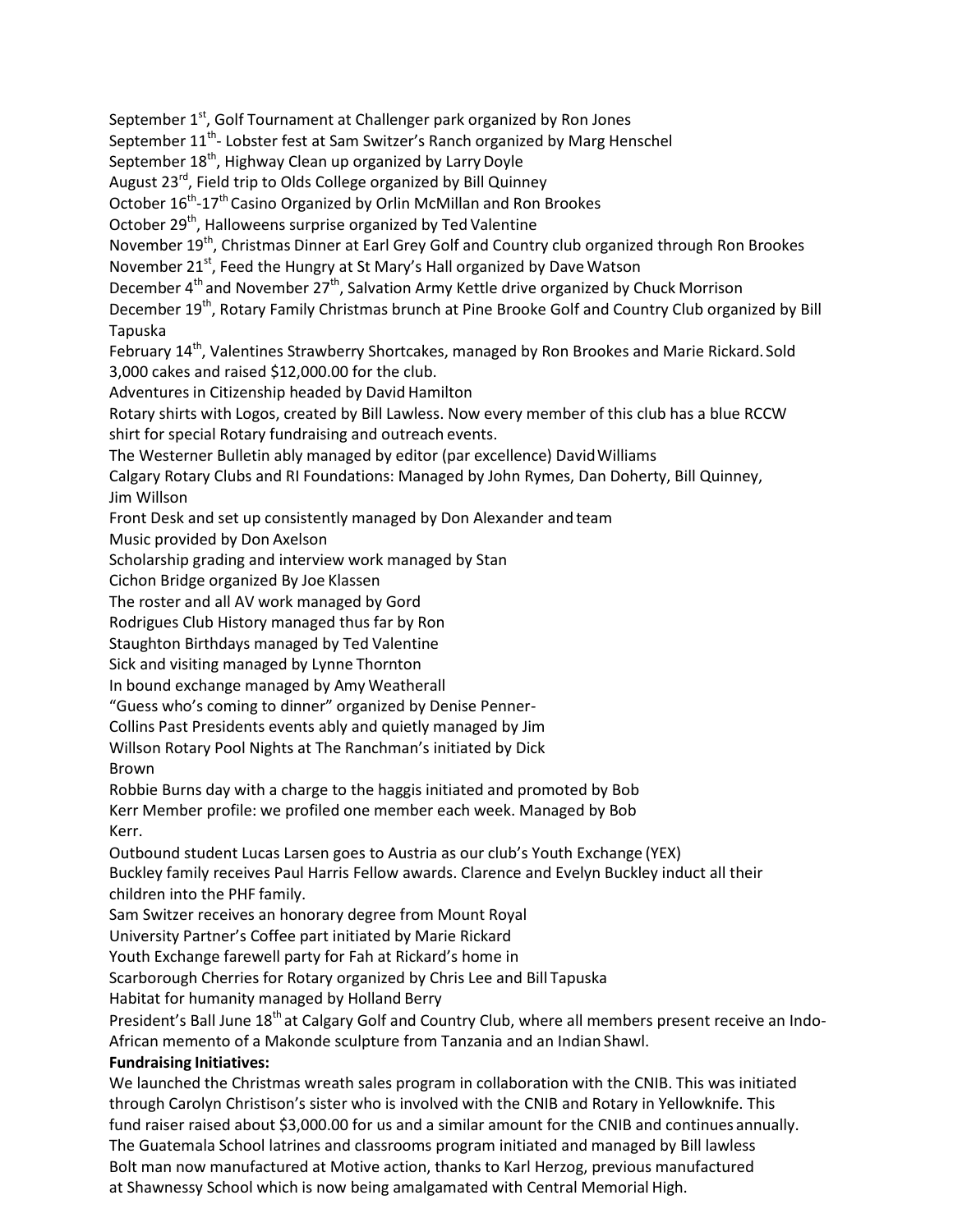September 1st, Golf Tournament at Challenger park organized by Ron Jones
September 11th- Lobster fest at Sam Switzer's Ranch organized by Marg Henschel
September 18th, Highway Clean up organized by Larry Doyle
August 23rd, Field trip to Olds College organized by Bill Quinney
October 16th-17th Casino Organized by Orlin McMillan and Ron Brookes
October 29th, Halloweens surprise organized by Ted Valentine
November 19th, Christmas Dinner at Earl Grey Golf and Country club organized through Ron Brookes
November 21st, Feed the Hungry at St Mary's Hall organized by Dave Watson
December 4th and November 27th, Salvation Army Kettle drive organized by Chuck Morrison
December 19th, Rotary Family Christmas brunch at Pine Brooke Golf and Country Club organized by Bill Tapuska
February 14th, Valentines Strawberry Shortcakes, managed by Ron Brookes and Marie Rickard. Sold 3,000 cakes and raised $12,000.00 for the club.
Adventures in Citizenship headed by David Hamilton
Rotary shirts with Logos, created by Bill Lawless. Now every member of this club has a blue RCCW shirt for special Rotary fundraising and outreach events.
The Westerner Bulletin ably managed by editor (par excellence) David Williams
Calgary Rotary Clubs and RI Foundations: Managed by John Rymes, Dan Doherty, Bill Quinney, Jim Willson
Front Desk and set up consistently managed by Don Alexander and team
Music provided by Don Axelson
Scholarship grading and interview work managed by Stan
Cichon Bridge organized By Joe Klassen
The roster and all AV work managed by Gord
Rodrigues Club History managed thus far by Ron
Staughton Birthdays managed by Ted Valentine
Sick and visiting managed by Lynne Thornton
In bound exchange managed by Amy Weatherall
"Guess who's coming to dinner" organized by Denise Penner-
Collins Past Presidents events ably and quietly managed by Jim
Willson Rotary Pool Nights at The Ranchman's initiated by Dick
Brown
Robbie Burns day with a charge to the haggis initiated and promoted by Bob
Kerr Member profile: we profiled one member each week. Managed by Bob
Kerr.
Outbound student Lucas Larsen goes to Austria as our club's Youth Exchange (YEX)
Buckley family receives Paul Harris Fellow awards. Clarence and Evelyn Buckley induct all their children into the PHF family.
Sam Switzer receives an honorary degree from Mount Royal
University Partner's Coffee part initiated by Marie Rickard
Youth Exchange farewell party for Fah at Rickard's home in
Scarborough Cherries for Rotary organized by Chris Lee and Bill Tapuska
Habitat for humanity managed by Holland Berry
President's Ball June 18th at Calgary Golf and Country Club, where all members present receive an Indo-African memento of a Makonde sculpture from Tanzania and an Indian Shawl.

**Fundraising Initiatives:**

We launched the Christmas wreath sales program in collaboration with the CNIB. This was initiated through Carolyn Christison's sister who is involved with the CNIB and Rotary in Yellowknife. This fund raiser raised about $3,000.00 for us and a similar amount for the CNIB and continues annually.
The Guatemala School latrines and classrooms program initiated and managed by Bill lawless
Bolt man now manufactured at Motive action, thanks to Karl Herzog, previous manufactured at Shawnessy School which is now being amalgamated with Central Memorial High.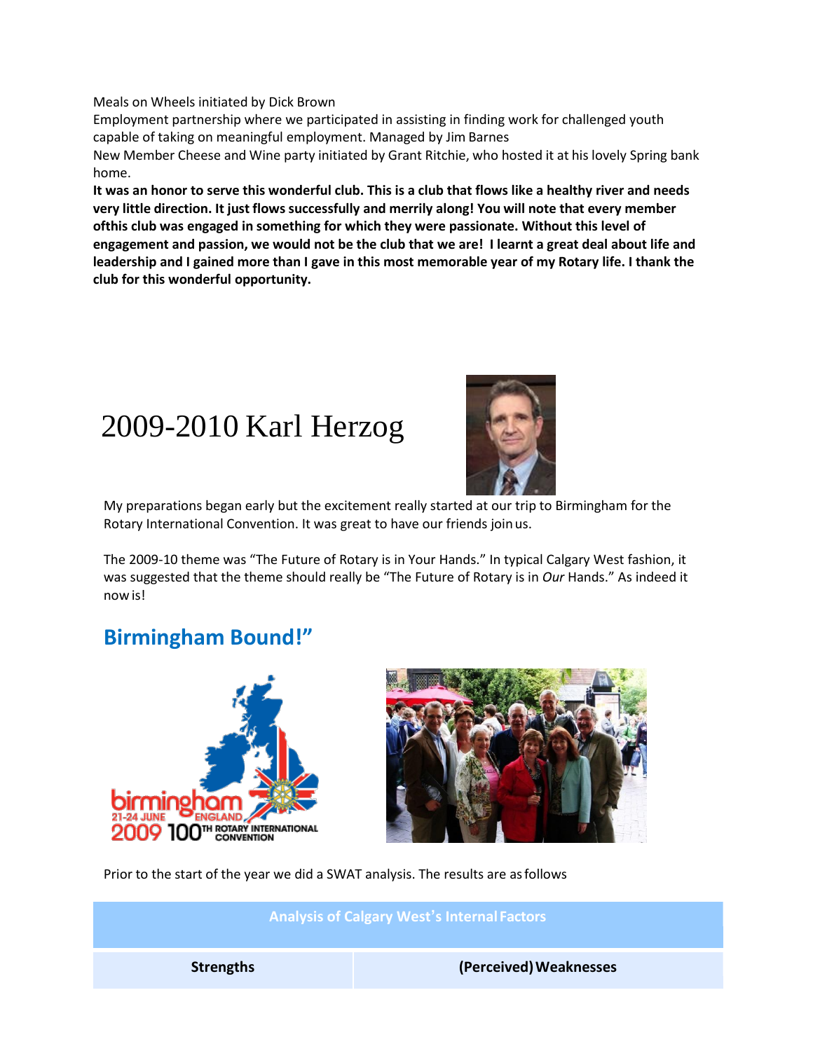Meals on Wheels initiated by Dick Brown

Employment partnership where we participated in assisting in finding work for challenged youth capable of taking on meaningful employment. Managed by Jim Barnes

New Member Cheese and Wine party initiated by Grant Ritchie, who hosted it at his lovely Spring bank home.

**It was an honor to serve this wonderful club. This is a club that flows like a healthy river and needs very little direction. It just flows successfully and merrily along! You will note that every member ofthis club was engaged in something for which they were passionate. Without this level of engagement and passion, we would not be the club that we are! I learnt a great deal about life and leadership and I gained more than I gave in this most memorable year of my Rotary life. I thank the club for this wonderful opportunity.**

# 2009-2010 Karl Herzog

My preparations began early but the excitement really started at our trip to Birmingham for the Rotary International Convention. It was great to have our friends join us.

The 2009-10 theme was "The Future of Rotary is in Your Hands." In typical Calgary West fashion, it was suggested that the theme should really be "The Future of Rotary is in *Our* Hands." As indeed it now is!

## Birmingham Bound!"

Prior to the start of the year we did a SWAT analysis. The results are as follows

| Analysis of Calgary West's Internal Factors | |
|---|---|
| **Strengths** | **(Perceived) Weaknesses** |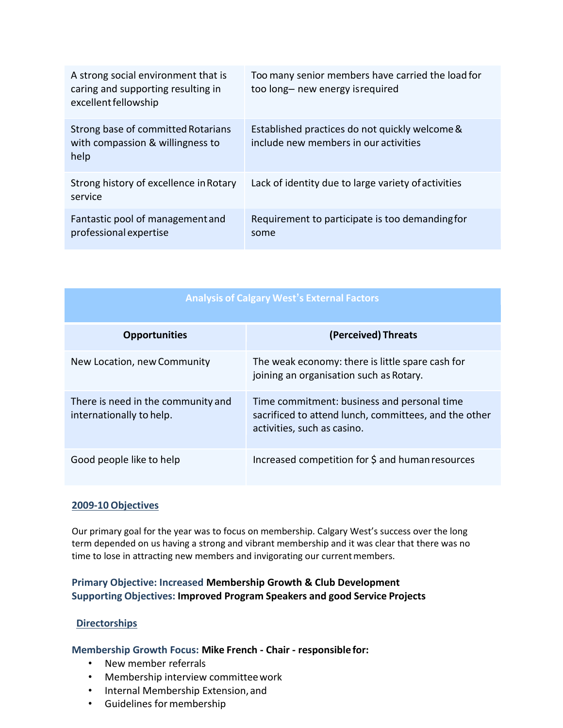| | |
|---|---|
| A strong social environment that is caring and supporting resulting in excellent fellowship | Too many senior members have carried the load for too long– new energy is required |
| Strong base of committed Rotarians with compassion & willingness to help | Established practices do not quickly welcome & include new members in our activities |
| Strong history of excellence in Rotary service | Lack of identity due to large variety of activities |
| Fantastic pool of management and professional expertise | Requirement to participate is too demanding for some |

| Analysis of Calgary West's External Factors | |
|---|---|
| **Opportunities** | **(Perceived) Threats** |
| New Location, new Community | The weak economy: there is little spare cash for joining an organisation such as Rotary. |
| There is need in the community and internationally to help. | Time commitment: business and personal time sacrificed to attend lunch, committees, and the other activities, such as casino. |
| Good people like to help | Increased competition for $ and human resources |

## 2009-10 Objectives

Our primary goal for the year was to focus on membership. Calgary West's success over the long term depended on us having a strong and vibrant membership and it was clear that there was no time to lose in attracting new members and invigorating our current members.

**Primary Objective: Increased Membership Growth & Club Development**
**Supporting Objectives: Improved Program Speakers and good Service Projects**

## Directorships

**Membership Growth Focus: Mike French - Chair - responsible for:**

- New member referrals
- Membership interview committee work
- Internal Membership Extension, and
- Guidelines for membership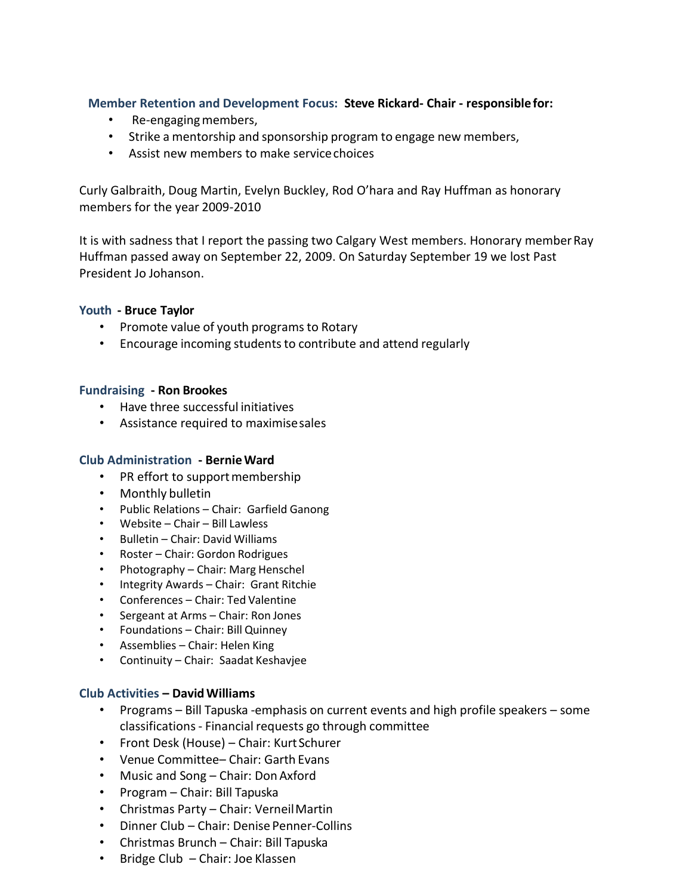**Member Retention and Development Focus: Steve Rickard- Chair - responsible for:**

- Re-engaging members,
- Strike a mentorship and sponsorship program to engage new members,
- Assist new members to make service choices

Curly Galbraith, Doug Martin, Evelyn Buckley, Rod O'hara and Ray Huffman as honorary members for the year 2009-2010

It is with sadness that I report the passing two Calgary West members. Honorary member Ray Huffman passed away on September 22, 2009. On Saturday September 19 we lost Past President Jo Johanson.

**Youth - Bruce Taylor**

- Promote value of youth programs to Rotary
- Encourage incoming students to contribute and attend regularly

**Fundraising - Ron Brookes**

- Have three successful initiatives
- Assistance required to maximise sales

**Club Administration - Bernie Ward**

- PR effort to support membership
- Monthly bulletin
- Public Relations – Chair: Garfield Ganong
- Website – Chair – Bill Lawless
- Bulletin – Chair: David Williams
- Roster – Chair: Gordon Rodrigues
- Photography – Chair: Marg Henschel
- Integrity Awards – Chair: Grant Ritchie
- Conferences – Chair: Ted Valentine
- Sergeant at Arms – Chair: Ron Jones
- Foundations – Chair: Bill Quinney
- Assemblies – Chair: Helen King
- Continuity – Chair: Saadat Keshavjee

**Club Activities – David Williams**

- Programs – Bill Tapuska -emphasis on current events and high profile speakers – some classifications - Financial requests go through committee
- Front Desk (House) – Chair: Kurt Schurer
- Venue Committee– Chair: Garth Evans
- Music and Song – Chair: Don Axford
- Program – Chair: Bill Tapuska
- Christmas Party – Chair: Verneil Martin
- Dinner Club – Chair: Denise Penner-Collins
- Christmas Brunch – Chair: Bill Tapuska
- Bridge Club – Chair: Joe Klassen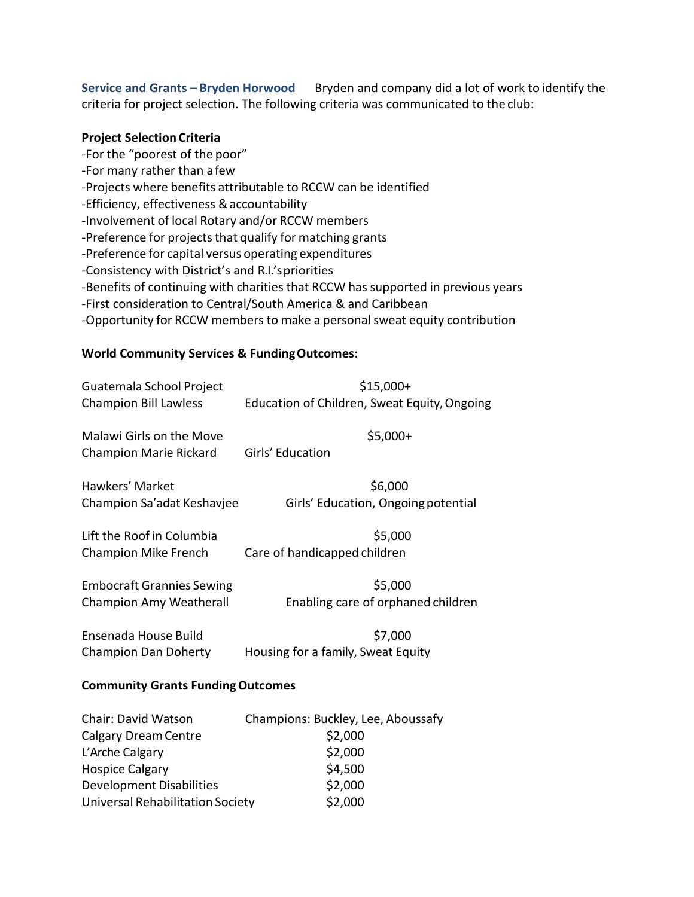**Service and Grants – Bryden Horwood** Bryden and company did a lot of work to identify the criteria for project selection. The following criteria was communicated to the club:

**Project Selection Criteria**

-For the "poorest of the poor"
-For many rather than a few
-Projects where benefits attributable to RCCW can be identified
-Efficiency, effectiveness & accountability
-Involvement of local Rotary and/or RCCW members
-Preference for projects that qualify for matching grants
-Preference for capital versus operating expenditures
-Consistency with District's and R.I.'s priorities
-Benefits of continuing with charities that RCCW has supported in previous years
-First consideration to Central/South America & and Caribbean
-Opportunity for RCCW members to make a personal sweat equity contribution

**World Community Services & Funding Outcomes:**

| Project | Funding / Outcome |
|---|---|
| Guatemala School Project<br>Champion Bill Lawless | $15,000+<br>Education of Children, Sweat Equity, Ongoing |
| Malawi Girls on the Move<br>Champion Marie Rickard | $5,000+<br>Girls' Education |
| Hawkers' Market<br>Champion Sa'adat Keshavjee | $6,000<br>Girls' Education, Ongoing potential |
| Lift the Roof in Columbia<br>Champion Mike French | $5,000<br>Care of handicapped children |
| Embocraft Grannies Sewing<br>Champion Amy Weatherall | $5,000<br>Enabling care of orphaned children |
| Ensenada House Build<br>Champion Dan Doherty | $7,000<br>Housing for a family, Sweat Equity |

**Community Grants Funding Outcomes**

| Chair: David Watson | Champions: Buckley, Lee, Aboussafy |
|---|---|
| Calgary Dream Centre | $2,000 |
| L'Arche Calgary | $2,000 |
| Hospice Calgary | $4,500 |
| Development Disabilities | $2,000 |
| Universal Rehabilitation Society | $2,000 |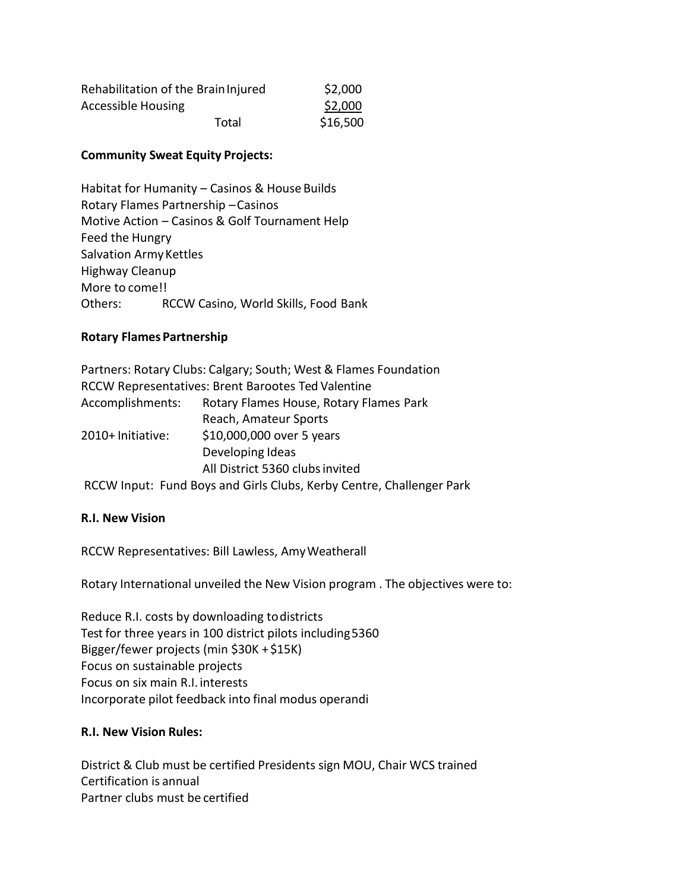| | |
|---|---|
| Rehabilitation of the Brain Injured | $2,000 |
| Accessible Housing | $2,000 |
| Total | $16,500 |

**Community Sweat Equity Projects:**

Habitat for Humanity – Casinos & House Builds
Rotary Flames Partnership – Casinos
Motive Action – Casinos & Golf Tournament Help
Feed the Hungry
Salvation Army Kettles
Highway Cleanup
More to come!!
Others: RCCW Casino, World Skills, Food Bank

**Rotary Flames Partnership**

Partners: Rotary Clubs: Calgary; South; West & Flames Foundation
RCCW Representatives: Brent Barootes Ted Valentine
Accomplishments: Rotary Flames House, Rotary Flames Park
Reach, Amateur Sports
2010+ Initiative: $10,000,000 over 5 years
Developing Ideas
All District 5360 clubs invited
RCCW Input: Fund Boys and Girls Clubs, Kerby Centre, Challenger Park

**R.I. New Vision**

RCCW Representatives: Bill Lawless, Amy Weatherall

Rotary International unveiled the New Vision program . The objectives were to:

Reduce R.I. costs by downloading to districts
Test for three years in 100 district pilots including 5360
Bigger/fewer projects (min $30K + $15K)
Focus on sustainable projects
Focus on six main R.I. interests
Incorporate pilot feedback into final modus operandi

**R.I. New Vision Rules:**

District & Club must be certified Presidents sign MOU, Chair WCS trained
Certification is annual
Partner clubs must be certified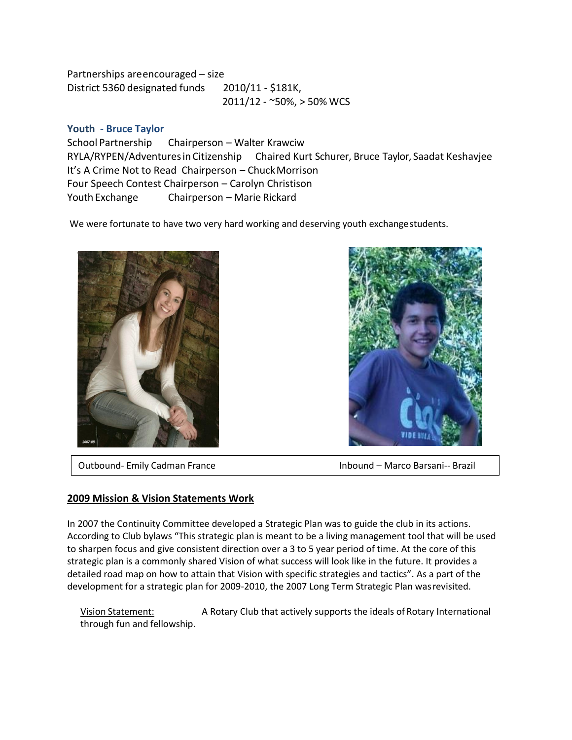Partnerships are encouraged – size
District 5360 designated funds 2010/11 - $181K,
2011/12 - ~50%, > 50% WCS

### Youth - Bruce Taylor

School Partnership Chairperson – Walter Krawciw
RYLA/RYPEN/Adventures in Citizenship Chaired Kurt Schurer, Bruce Taylor, Saadat Keshavjee
It's A Crime Not to Read Chairperson – Chuck Morrison
Four Speech Contest Chairperson – Carolyn Christison
Youth Exchange Chairperson – Marie Rickard

We were fortunate to have two very hard working and deserving youth exchange students.

Outbound- Emily Cadman France Inbound – Marco Barsani-- Brazil

## 2009 Mission & Vision Statements Work

In 2007 the Continuity Committee developed a Strategic Plan was to guide the club in its actions. According to Club bylaws "This strategic plan is meant to be a living management tool that will be used to sharpen focus and give consistent direction over a 3 to 5 year period of time. At the core of this strategic plan is a commonly shared Vision of what success will look like in the future. It provides a detailed road map on how to attain that Vision with specific strategies and tactics". As a part of the development for a strategic plan for 2009-2010, the 2007 Long Term Strategic Plan was revisited.

Vision Statement: A Rotary Club that actively supports the ideals of Rotary International through fun and fellowship.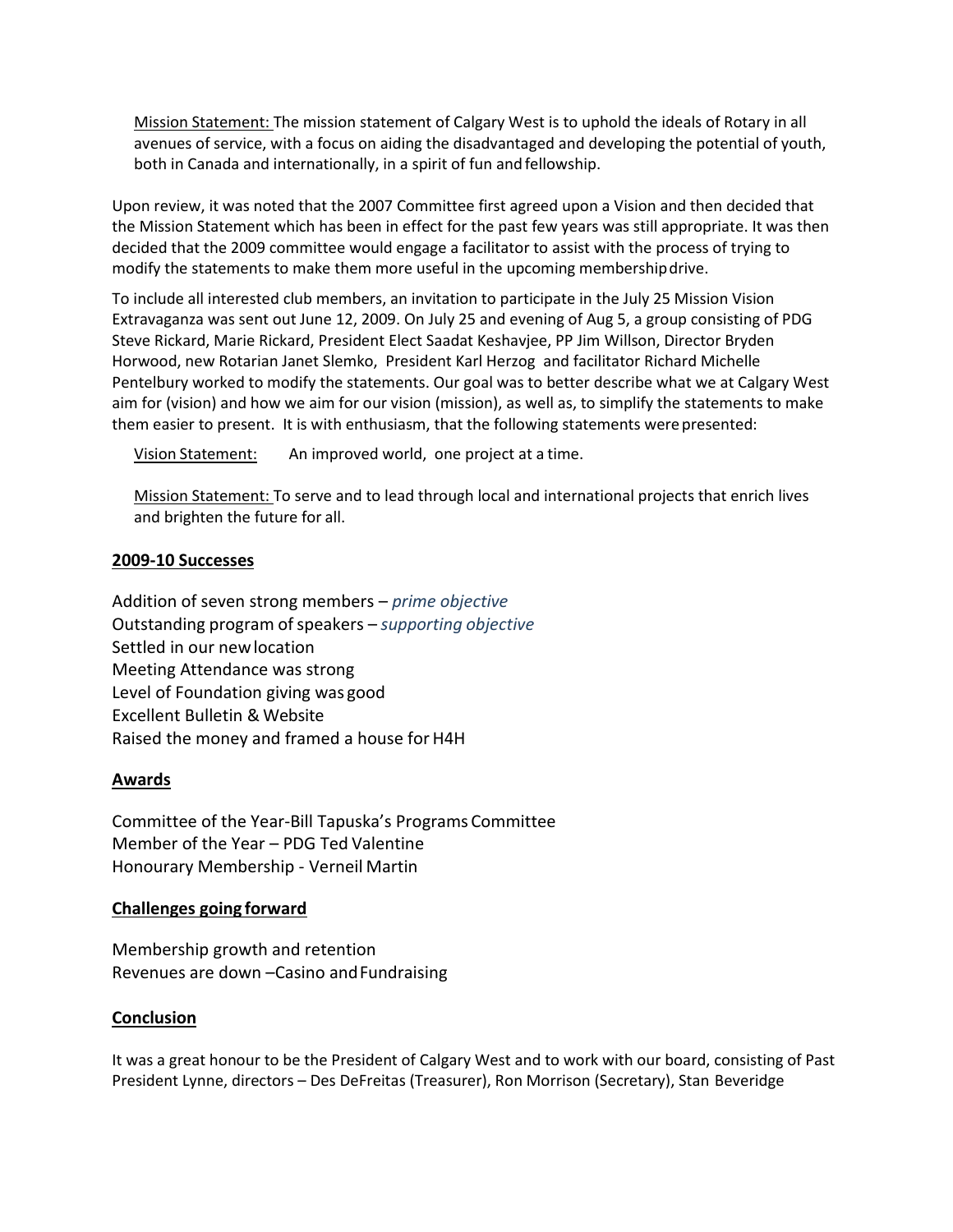Mission Statement: The mission statement of Calgary West is to uphold the ideals of Rotary in all avenues of service, with a focus on aiding the disadvantaged and developing the potential of youth, both in Canada and internationally, in a spirit of fun and fellowship.

Upon review, it was noted that the 2007 Committee first agreed upon a Vision and then decided that the Mission Statement which has been in effect for the past few years was still appropriate. It was then decided that the 2009 committee would engage a facilitator to assist with the process of trying to modify the statements to make them more useful in the upcoming membership drive.

To include all interested club members, an invitation to participate in the July 25 Mission Vision Extravaganza was sent out June 12, 2009. On July 25 and evening of Aug 5, a group consisting of PDG Steve Rickard, Marie Rickard, President Elect Saadat Keshavjee, PP Jim Willson, Director Bryden Horwood, new Rotarian Janet Slemko, President Karl Herzog and facilitator Richard Michelle Pentelbury worked to modify the statements. Our goal was to better describe what we at Calgary West aim for (vision) and how we aim for our vision (mission), as well as, to simplify the statements to make them easier to present. It is with enthusiasm, that the following statements were presented:

Vision Statement: An improved world, one project at a time.

Mission Statement: To serve and to lead through local and international projects that enrich lives and brighten the future for all.

## 2009-10 Successes

Addition of seven strong members – *prime objective*
Outstanding program of speakers – *supporting objective*
Settled in our new location
Meeting Attendance was strong
Level of Foundation giving was good
Excellent Bulletin & Website
Raised the money and framed a house for H4H

## Awards

Committee of the Year-Bill Tapuska's Programs Committee
Member of the Year – PDG Ted Valentine
Honourary Membership - Verneil Martin

## Challenges going forward

Membership growth and retention
Revenues are down –Casino and Fundraising

## Conclusion

It was a great honour to be the President of Calgary West and to work with our board, consisting of Past President Lynne, directors – Des DeFreitas (Treasurer), Ron Morrison (Secretary), Stan Beveridge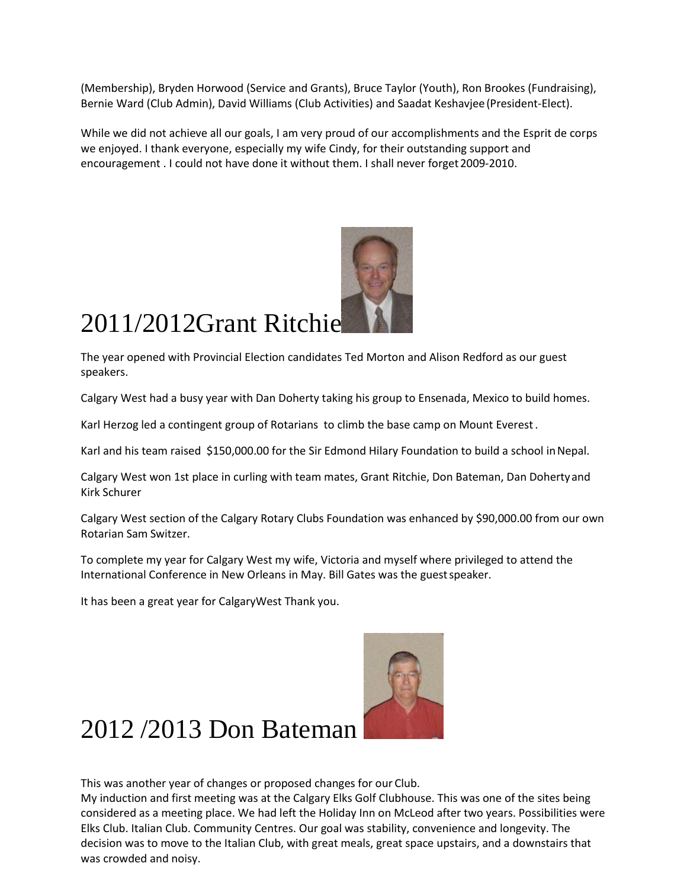(Membership), Bryden Horwood (Service and Grants), Bruce Taylor (Youth), Ron Brookes (Fundraising), Bernie Ward (Club Admin), David Williams (Club Activities) and Saadat Keshavjee (President-Elect).

While we did not achieve all our goals, I am very proud of our accomplishments and the Esprit de corps we enjoyed. I thank everyone, especially my wife Cindy, for their outstanding support and encouragement . I could not have done it without them. I shall never forget 2009-2010.

# 2011/2012Grant Ritchie

The year opened with Provincial Election candidates Ted Morton and Alison Redford as our guest speakers.

Calgary West had a busy year with Dan Doherty taking his group to Ensenada, Mexico to build homes.

Karl Herzog led a contingent group of Rotarians to climb the base camp on Mount Everest .

Karl and his team raised $150,000.00 for the Sir Edmond Hilary Foundation to build a school in Nepal.

Calgary West won 1st place in curling with team mates, Grant Ritchie, Don Bateman, Dan Doherty and Kirk Schurer

Calgary West section of the Calgary Rotary Clubs Foundation was enhanced by $90,000.00 from our own Rotarian Sam Switzer.

To complete my year for Calgary West my wife, Victoria and myself where privileged to attend the International Conference in New Orleans in May. Bill Gates was the guest speaker.

It has been a great year for CalgaryWest Thank you.

# 2012 /2013 Don Bateman

This was another year of changes or proposed changes for our Club.
My induction and first meeting was at the Calgary Elks Golf Clubhouse. This was one of the sites being considered as a meeting place. We had left the Holiday Inn on McLeod after two years. Possibilities were Elks Club. Italian Club. Community Centres. Our goal was stability, convenience and longevity. The decision was to move to the Italian Club, with great meals, great space upstairs, and a downstairs that was crowded and noisy.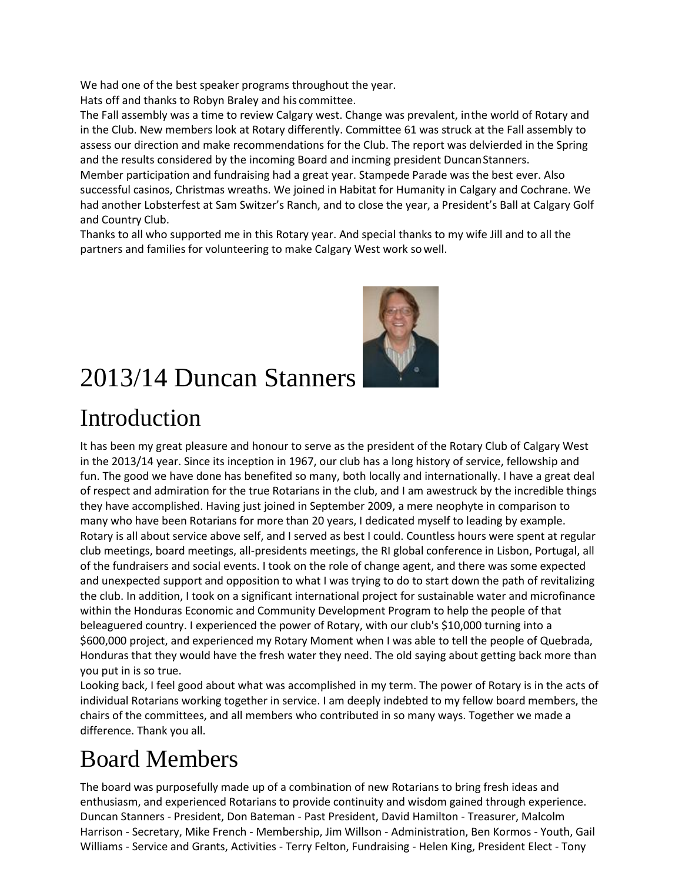We had one of the best speaker programs throughout the year.
Hats off and thanks to Robyn Braley and his committee.
The Fall assembly was a time to review Calgary west. Change was prevalent, inthe world of Rotary and in the Club. New members look at Rotary differently. Committee 61 was struck at the Fall assembly to assess our direction and make recommendations for the Club. The report was delvierded in the Spring and the results considered by the incoming Board and incming president Duncan Stanners.
Member participation and fundraising had a great year. Stampede Parade was the best ever. Also successful casinos, Christmas wreaths. We joined in Habitat for Humanity in Calgary and Cochrane. We had another Lobsterfest at Sam Switzer's Ranch, and to close the year, a President's Ball at Calgary Golf and Country Club.
Thanks to all who supported me in this Rotary year. And special thanks to my wife Jill and to all the partners and families for volunteering to make Calgary West work so well.

# 2013/14 Duncan Stanners

# Introduction

It has been my great pleasure and honour to serve as the president of the Rotary Club of Calgary West in the 2013/14 year. Since its inception in 1967, our club has a long history of service, fellowship and fun. The good we have done has benefited so many, both locally and internationally. I have a great deal of respect and admiration for the true Rotarians in the club, and I am awestruck by the incredible things they have accomplished. Having just joined in September 2009, a mere neophyte in comparison to many who have been Rotarians for more than 20 years, I dedicated myself to leading by example. Rotary is all about service above self, and I served as best I could. Countless hours were spent at regular club meetings, board meetings, all-presidents meetings, the RI global conference in Lisbon, Portugal, all of the fundraisers and social events. I took on the role of change agent, and there was some expected and unexpected support and opposition to what I was trying to do to start down the path of revitalizing the club. In addition, I took on a significant international project for sustainable water and microfinance within the Honduras Economic and Community Development Program to help the people of that beleaguered country. I experienced the power of Rotary, with our club's $10,000 turning into a $600,000 project, and experienced my Rotary Moment when I was able to tell the people of Quebrada, Honduras that they would have the fresh water they need. The old saying about getting back more than you put in is so true.
Looking back, I feel good about what was accomplished in my term. The power of Rotary is in the acts of individual Rotarians working together in service. I am deeply indebted to my fellow board members, the chairs of the committees, and all members who contributed in so many ways. Together we made a difference. Thank you all.

# Board Members

The board was purposefully made up of a combination of new Rotarians to bring fresh ideas and enthusiasm, and experienced Rotarians to provide continuity and wisdom gained through experience. Duncan Stanners - President, Don Bateman - Past President, David Hamilton - Treasurer, Malcolm Harrison - Secretary, Mike French - Membership, Jim Willson - Administration, Ben Kormos - Youth, Gail Williams - Service and Grants, Activities - Terry Felton, Fundraising - Helen King, President Elect - Tony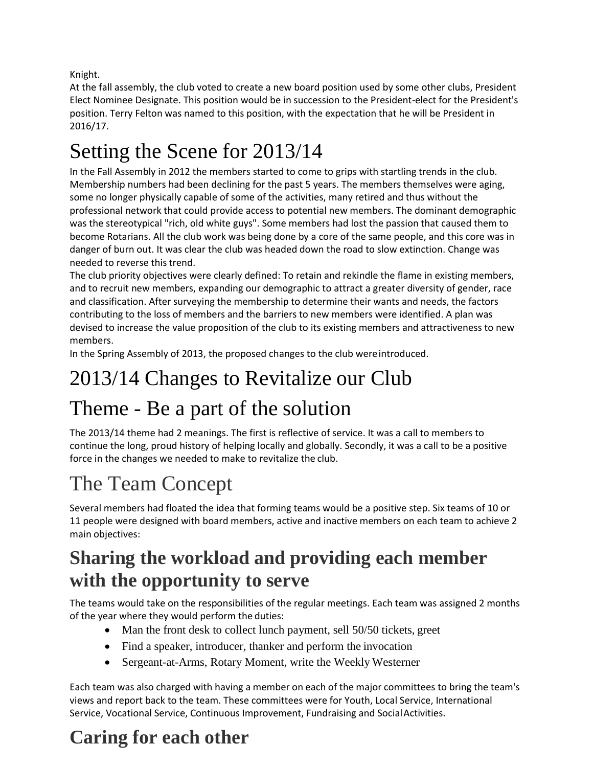Knight.

At the fall assembly, the club voted to create a new board position used by some other clubs, President Elect Nominee Designate. This position would be in succession to the President-elect for the President's position. Terry Felton was named to this position, with the expectation that he will be President in 2016/17.

# Setting the Scene for 2013/14

In the Fall Assembly in 2012 the members started to come to grips with startling trends in the club. Membership numbers had been declining for the past 5 years. The members themselves were aging, some no longer physically capable of some of the activities, many retired and thus without the professional network that could provide access to potential new members. The dominant demographic was the stereotypical "rich, old white guys". Some members had lost the passion that caused them to become Rotarians. All the club work was being done by a core of the same people, and this core was in danger of burn out. It was clear the club was headed down the road to slow extinction. Change was needed to reverse this trend.

The club priority objectives were clearly defined: To retain and rekindle the flame in existing members, and to recruit new members, expanding our demographic to attract a greater diversity of gender, race and classification. After surveying the membership to determine their wants and needs, the factors contributing to the loss of members and the barriers to new members were identified. A plan was devised to increase the value proposition of the club to its existing members and attractiveness to new members.

In the Spring Assembly of 2013, the proposed changes to the club were introduced.

# 2013/14 Changes to Revitalize our Club

# Theme - Be a part of the solution

The 2013/14 theme had 2 meanings. The first is reflective of service. It was a call to members to continue the long, proud history of helping locally and globally. Secondly, it was a call to be a positive force in the changes we needed to make to revitalize the club.

## The Team Concept

Several members had floated the idea that forming teams would be a positive step. Six teams of 10 or 11 people were designed with board members, active and inactive members on each team to achieve 2 main objectives:

### Sharing the workload and providing each member with the opportunity to serve

The teams would take on the responsibilities of the regular meetings. Each team was assigned 2 months of the year where they would perform the duties:

- Man the front desk to collect lunch payment, sell 50/50 tickets, greet
- Find a speaker, introducer, thanker and perform the invocation
- Sergeant-at-Arms, Rotary Moment, write the Weekly Westerner

Each team was also charged with having a member on each of the major committees to bring the team's views and report back to the team. These committees were for Youth, Local Service, International Service, Vocational Service, Continuous Improvement, Fundraising and Social Activities.

### Caring for each other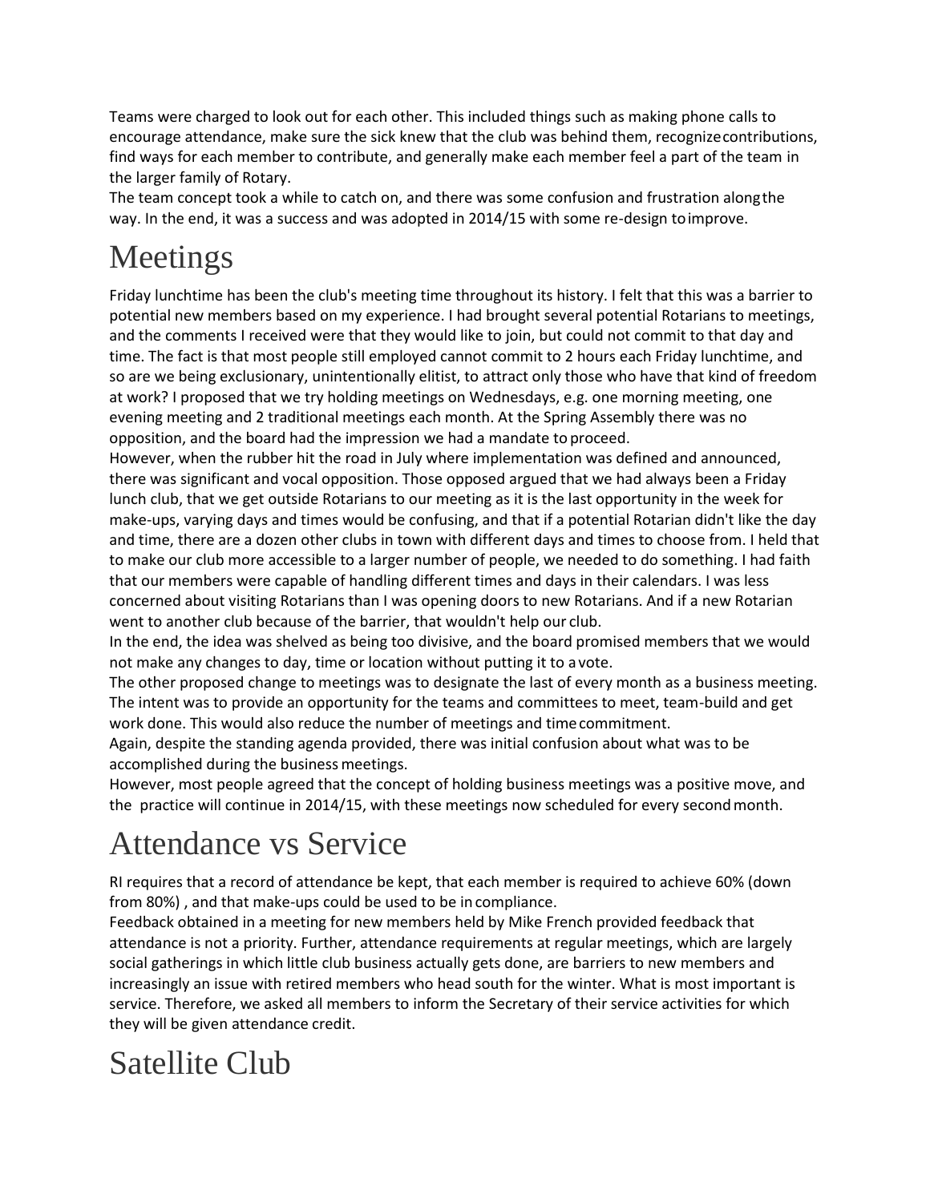Teams were charged to look out for each other. This included things such as making phone calls to encourage attendance, make sure the sick knew that the club was behind them, recognize contributions, find ways for each member to contribute, and generally make each member feel a part of the team in the larger family of Rotary.

The team concept took a while to catch on, and there was some confusion and frustration along the way. In the end, it was a success and was adopted in 2014/15 with some re-design to improve.

# Meetings

Friday lunchtime has been the club's meeting time throughout its history. I felt that this was a barrier to potential new members based on my experience. I had brought several potential Rotarians to meetings, and the comments I received were that they would like to join, but could not commit to that day and time. The fact is that most people still employed cannot commit to 2 hours each Friday lunchtime, and so are we being exclusionary, unintentionally elitist, to attract only those who have that kind of freedom at work? I proposed that we try holding meetings on Wednesdays, e.g. one morning meeting, one evening meeting and 2 traditional meetings each month. At the Spring Assembly there was no opposition, and the board had the impression we had a mandate to proceed.

However, when the rubber hit the road in July where implementation was defined and announced, there was significant and vocal opposition. Those opposed argued that we had always been a Friday lunch club, that we get outside Rotarians to our meeting as it is the last opportunity in the week for make-ups, varying days and times would be confusing, and that if a potential Rotarian didn't like the day and time, there are a dozen other clubs in town with different days and times to choose from. I held that to make our club more accessible to a larger number of people, we needed to do something. I had faith that our members were capable of handling different times and days in their calendars. I was less concerned about visiting Rotarians than I was opening doors to new Rotarians. And if a new Rotarian went to another club because of the barrier, that wouldn't help our club.

In the end, the idea was shelved as being too divisive, and the board promised members that we would not make any changes to day, time or location without putting it to a vote.

The other proposed change to meetings was to designate the last of every month as a business meeting. The intent was to provide an opportunity for the teams and committees to meet, team-build and get work done. This would also reduce the number of meetings and time commitment.

Again, despite the standing agenda provided, there was initial confusion about what was to be accomplished during the business meetings.

However, most people agreed that the concept of holding business meetings was a positive move, and the practice will continue in 2014/15, with these meetings now scheduled for every second month.

# Attendance vs Service

RI requires that a record of attendance be kept, that each member is required to achieve 60% (down from 80%) , and that make-ups could be used to be in compliance.

Feedback obtained in a meeting for new members held by Mike French provided feedback that attendance is not a priority. Further, attendance requirements at regular meetings, which are largely social gatherings in which little club business actually gets done, are barriers to new members and increasingly an issue with retired members who head south for the winter. What is most important is service. Therefore, we asked all members to inform the Secretary of their service activities for which they will be given attendance credit.

# Satellite Club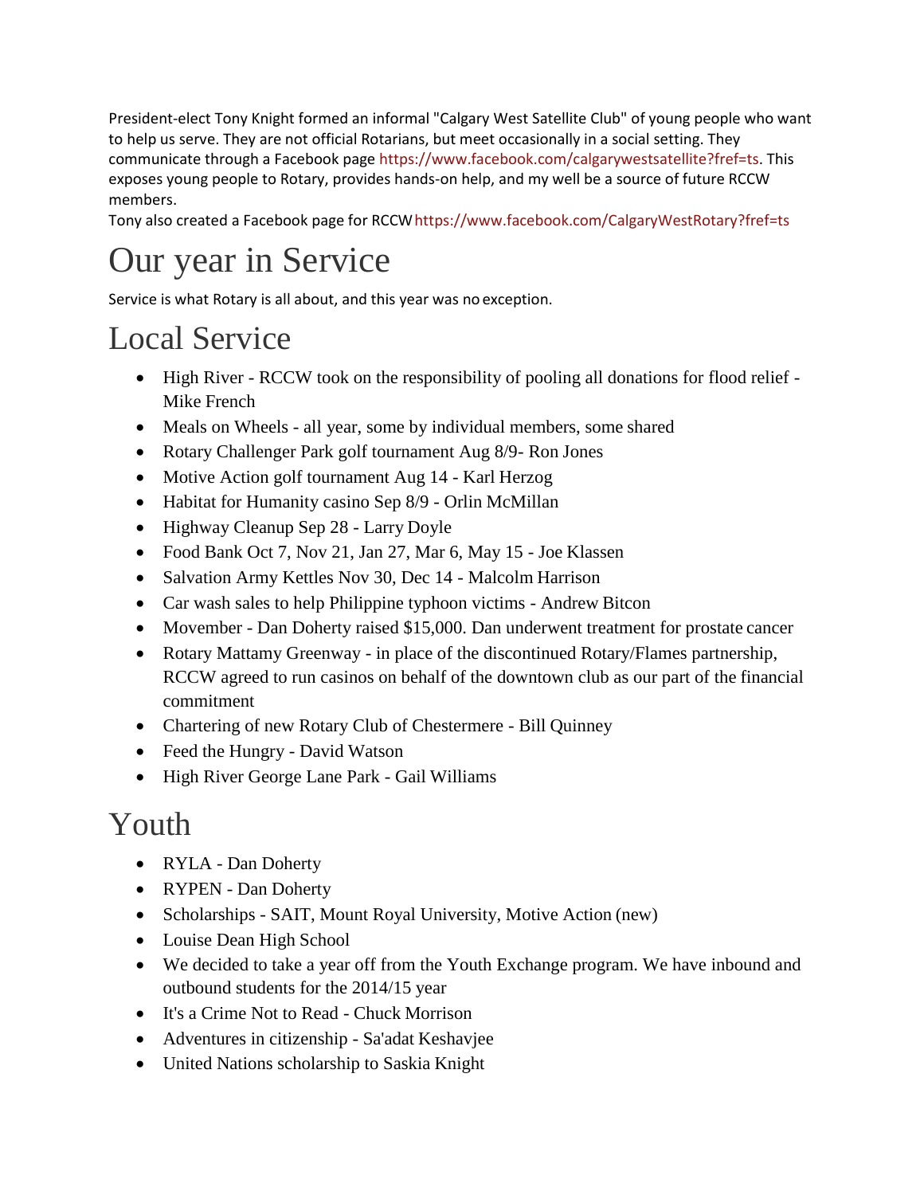President-elect Tony Knight formed an informal "Calgary West Satellite Club" of young people who want to help us serve. They are not official Rotarians, but meet occasionally in a social setting. They communicate through a Facebook page https://www.facebook.com/calgarywestsatellite?fref=ts. This exposes young people to Rotary, provides hands-on help, and my well be a source of future RCCW members.
Tony also created a Facebook page for RCCW https://www.facebook.com/CalgaryWestRotary?fref=ts

# Our year in Service

Service is what Rotary is all about, and this year was no exception.

## Local Service

- High River - RCCW took on the responsibility of pooling all donations for flood relief - Mike French
- Meals on Wheels - all year, some by individual members, some shared
- Rotary Challenger Park golf tournament Aug 8/9- Ron Jones
- Motive Action golf tournament Aug 14 - Karl Herzog
- Habitat for Humanity casino Sep 8/9 - Orlin McMillan
- Highway Cleanup Sep 28 - Larry Doyle
- Food Bank Oct 7, Nov 21, Jan 27, Mar 6, May 15 - Joe Klassen
- Salvation Army Kettles Nov 30, Dec 14 - Malcolm Harrison
- Car wash sales to help Philippine typhoon victims - Andrew Bitcon
- Movember - Dan Doherty raised $15,000. Dan underwent treatment for prostate cancer
- Rotary Mattamy Greenway - in place of the discontinued Rotary/Flames partnership, RCCW agreed to run casinos on behalf of the downtown club as our part of the financial commitment
- Chartering of new Rotary Club of Chestermere - Bill Quinney
- Feed the Hungry - David Watson
- High River George Lane Park - Gail Williams

## Youth

- RYLA - Dan Doherty
- RYPEN - Dan Doherty
- Scholarships - SAIT, Mount Royal University, Motive Action (new)
- Louise Dean High School
- We decided to take a year off from the Youth Exchange program. We have inbound and outbound students for the 2014/15 year
- It's a Crime Not to Read - Chuck Morrison
- Adventures in citizenship - Sa'adat Keshavjee
- United Nations scholarship to Saskia Knight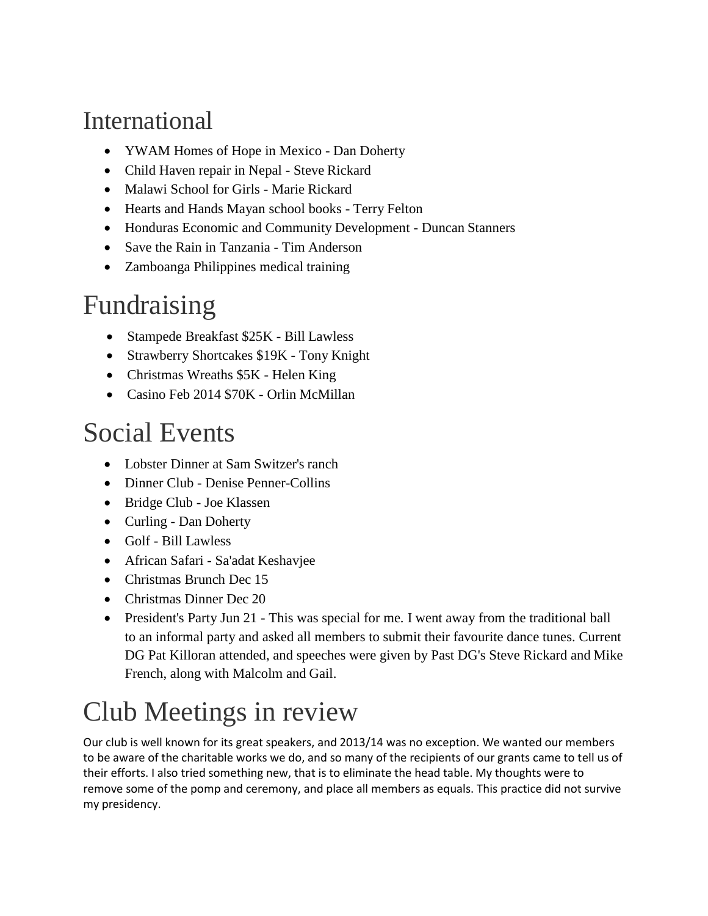# International

- YWAM Homes of Hope in Mexico - Dan Doherty
- Child Haven repair in Nepal - Steve Rickard
- Malawi School for Girls - Marie Rickard
- Hearts and Hands Mayan school books - Terry Felton
- Honduras Economic and Community Development - Duncan Stanners
- Save the Rain in Tanzania - Tim Anderson
- Zamboanga Philippines medical training

# Fundraising

- Stampede Breakfast $25K - Bill Lawless
- Strawberry Shortcakes $19K - Tony Knight
- Christmas Wreaths $5K - Helen King
- Casino Feb 2014 $70K - Orlin McMillan

# Social Events

- Lobster Dinner at Sam Switzer's ranch
- Dinner Club - Denise Penner-Collins
- Bridge Club - Joe Klassen
- Curling - Dan Doherty
- Golf - Bill Lawless
- African Safari - Sa'adat Keshavjee
- Christmas Brunch Dec 15
- Christmas Dinner Dec 20
- President's Party Jun 21 - This was special for me. I went away from the traditional ball to an informal party and asked all members to submit their favourite dance tunes. Current DG Pat Killoran attended, and speeches were given by Past DG's Steve Rickard and Mike French, along with Malcolm and Gail.

# Club Meetings in review

Our club is well known for its great speakers, and 2013/14 was no exception. We wanted our members to be aware of the charitable works we do, and so many of the recipients of our grants came to tell us of their efforts. I also tried something new, that is to eliminate the head table. My thoughts were to remove some of the pomp and ceremony, and place all members as equals. This practice did not survive my presidency.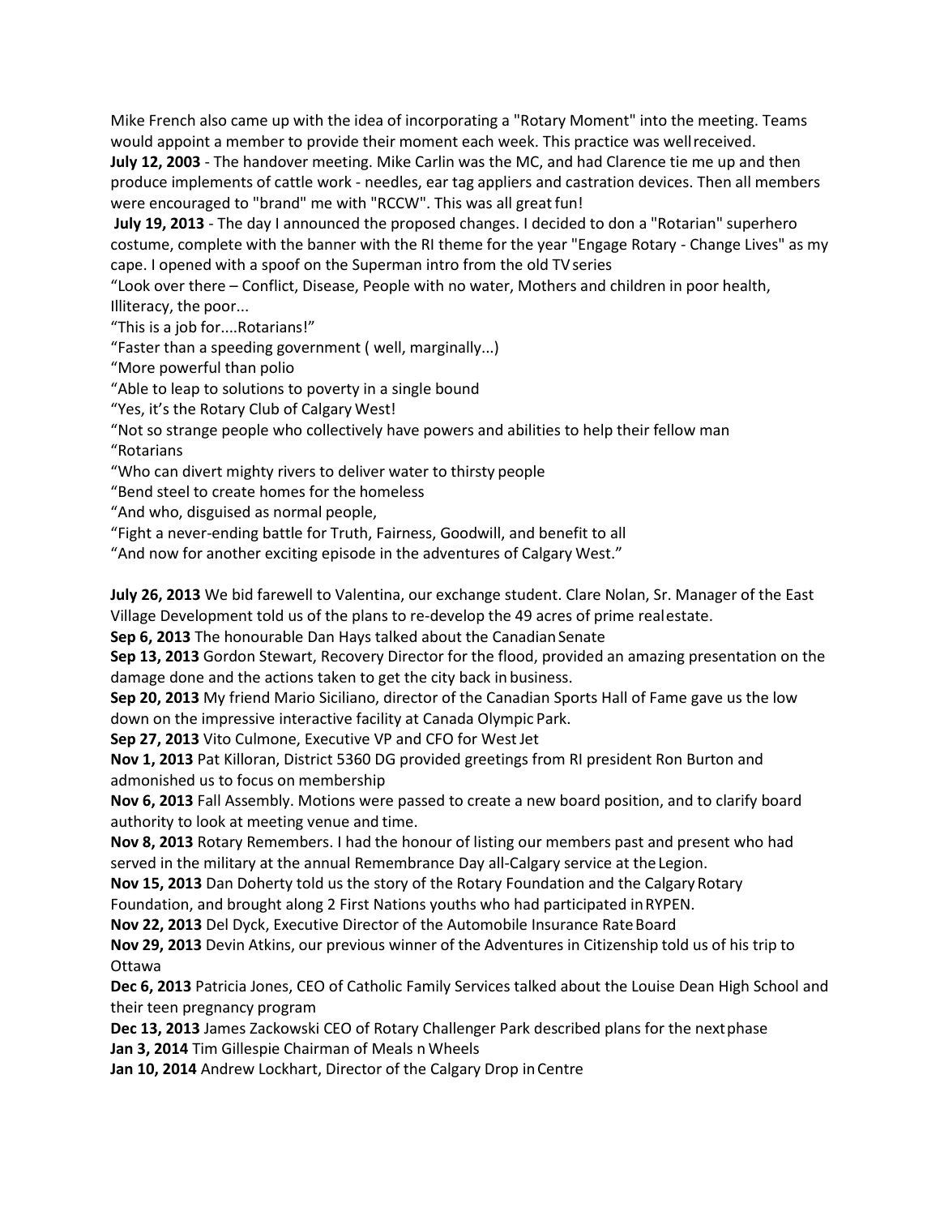Mike French also came up with the idea of incorporating a "Rotary Moment" into the meeting. Teams would appoint a member to provide their moment each week. This practice was well received.

**July 12, 2003** - The handover meeting. Mike Carlin was the MC, and had Clarence tie me up and then produce implements of cattle work - needles, ear tag appliers and castration devices. Then all members were encouraged to "brand" me with "RCCW". This was all great fun!

**July 19, 2013** - The day I announced the proposed changes. I decided to don a "Rotarian" superhero costume, complete with the banner with the RI theme for the year "Engage Rotary - Change Lives" as my cape. I opened with a spoof on the Superman intro from the old TV series

"Look over there – Conflict, Disease, People with no water, Mothers and children in poor health, Illiteracy, the poor...

"This is a job for....Rotarians!"

"Faster than a speeding government ( well, marginally...)

"More powerful than polio

"Able to leap to solutions to poverty in a single bound

"Yes, it's the Rotary Club of Calgary West!

"Not so strange people who collectively have powers and abilities to help their fellow man

"Rotarians

"Who can divert mighty rivers to deliver water to thirsty people

"Bend steel to create homes for the homeless

"And who, disguised as normal people,

"Fight a never-ending battle for Truth, Fairness, Goodwill, and benefit to all

"And now for another exciting episode in the adventures of Calgary West."

**July 26, 2013** We bid farewell to Valentina, our exchange student. Clare Nolan, Sr. Manager of the East Village Development told us of the plans to re-develop the 49 acres of prime real estate.

**Sep 6, 2013** The honourable Dan Hays talked about the Canadian Senate

**Sep 13, 2013** Gordon Stewart, Recovery Director for the flood, provided an amazing presentation on the damage done and the actions taken to get the city back in business.

**Sep 20, 2013** My friend Mario Siciliano, director of the Canadian Sports Hall of Fame gave us the low down on the impressive interactive facility at Canada Olympic Park.

**Sep 27, 2013** Vito Culmone, Executive VP and CFO for West Jet

**Nov 1, 2013** Pat Killoran, District 5360 DG provided greetings from RI president Ron Burton and admonished us to focus on membership

**Nov 6, 2013** Fall Assembly. Motions were passed to create a new board position, and to clarify board authority to look at meeting venue and time.

**Nov 8, 2013** Rotary Remembers. I had the honour of listing our members past and present who had served in the military at the annual Remembrance Day all-Calgary service at the Legion.

**Nov 15, 2013** Dan Doherty told us the story of the Rotary Foundation and the Calgary Rotary Foundation, and brought along 2 First Nations youths who had participated in RYPEN.

**Nov 22, 2013** Del Dyck, Executive Director of the Automobile Insurance Rate Board

**Nov 29, 2013** Devin Atkins, our previous winner of the Adventures in Citizenship told us of his trip to Ottawa

**Dec 6, 2013** Patricia Jones, CEO of Catholic Family Services talked about the Louise Dean High School and their teen pregnancy program

**Dec 13, 2013** James Zackowski CEO of Rotary Challenger Park described plans for the next phase

**Jan 3, 2014** Tim Gillespie Chairman of Meals n Wheels

**Jan 10, 2014** Andrew Lockhart, Director of the Calgary Drop in Centre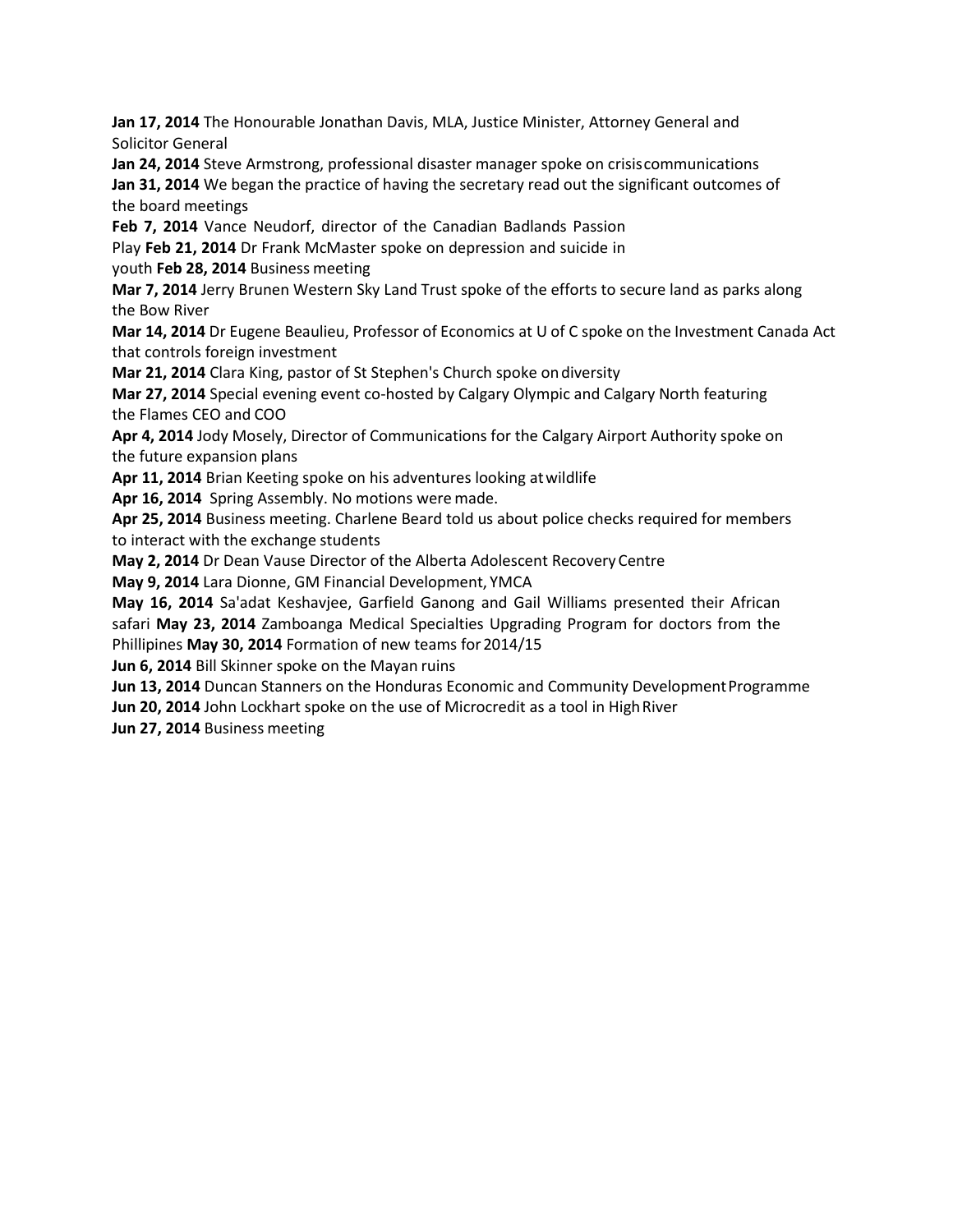**Jan 17, 2014** The Honourable Jonathan Davis, MLA, Justice Minister, Attorney General and Solicitor General

**Jan 24, 2014** Steve Armstrong, professional disaster manager spoke on crisis communications

**Jan 31, 2014** We began the practice of having the secretary read out the significant outcomes of the board meetings

**Feb 7, 2014** Vance Neudorf, director of the Canadian Badlands Passion Play

**Feb 21, 2014** Dr Frank McMaster spoke on depression and suicide in youth

**Feb 28, 2014** Business meeting

**Mar 7, 2014** Jerry Brunen Western Sky Land Trust spoke of the efforts to secure land as parks along the Bow River

**Mar 14, 2014** Dr Eugene Beaulieu, Professor of Economics at U of C spoke on the Investment Canada Act that controls foreign investment

**Mar 21, 2014** Clara King, pastor of St Stephen's Church spoke on diversity

**Mar 27, 2014** Special evening event co-hosted by Calgary Olympic and Calgary North featuring the Flames CEO and COO

**Apr 4, 2014** Jody Mosely, Director of Communications for the Calgary Airport Authority spoke on the future expansion plans

**Apr 11, 2014** Brian Keeting spoke on his adventures looking at wildlife

**Apr 16, 2014** Spring Assembly. No motions were made.

**Apr 25, 2014** Business meeting. Charlene Beard told us about police checks required for members to interact with the exchange students

**May 2, 2014** Dr Dean Vause Director of the Alberta Adolescent Recovery Centre

**May 9, 2014** Lara Dionne, GM Financial Development, YMCA

**May 16, 2014** Sa'adat Keshavjee, Garfield Ganong and Gail Williams presented their African safari

**May 23, 2014** Zamboanga Medical Specialties Upgrading Program for doctors from the Phillipines

**May 30, 2014** Formation of new teams for 2014/15

**Jun 6, 2014** Bill Skinner spoke on the Mayan ruins

**Jun 13, 2014** Duncan Stanners on the Honduras Economic and Community Development Programme

**Jun 20, 2014** John Lockhart spoke on the use of Microcredit as a tool in High River

**Jun 27, 2014** Business meeting